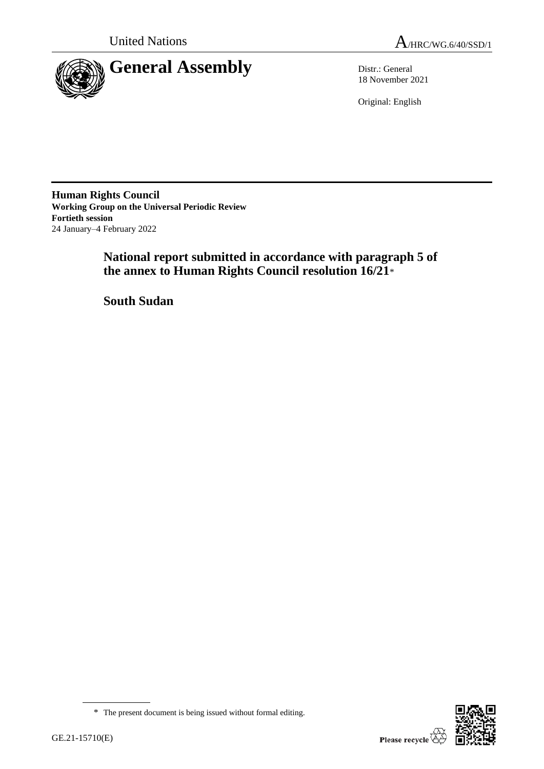United Nations

A/HRC/WG.6/40/SSD/1

# General Assembly

Distr.: General
18 November 2021

Original: English

**Human Rights Council**
**Working Group on the Universal Periodic Review**
**Fortieth session**
24 January–4 February 2022

## National report submitted in accordance with paragraph 5 of the annex to Human Rights Council resolution 16/21*

## South Sudan

* The present document is being issued without formal editing.

GE.21-15710(E)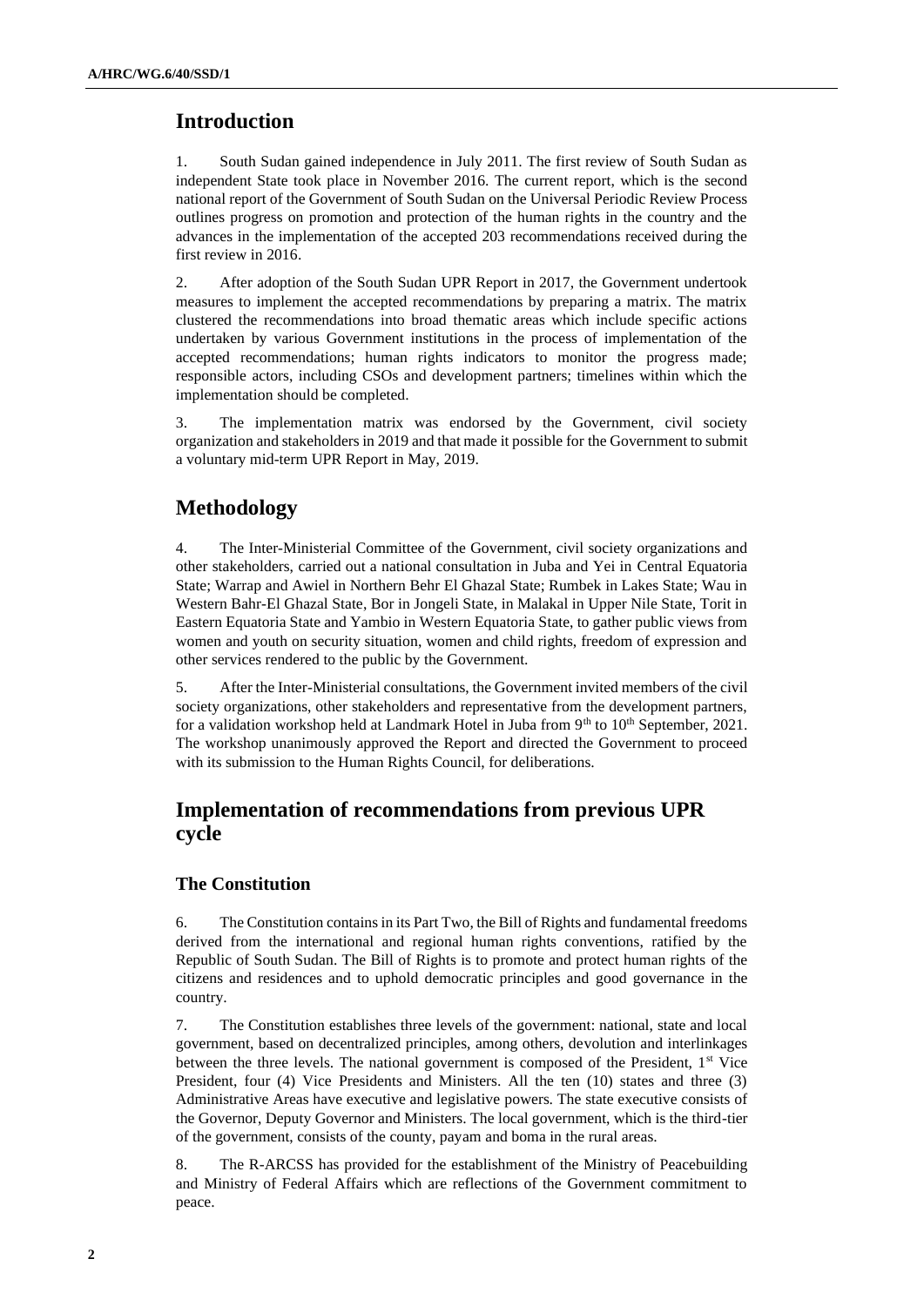## Introduction

1. South Sudan gained independence in July 2011. The first review of South Sudan as independent State took place in November 2016. The current report, which is the second national report of the Government of South Sudan on the Universal Periodic Review Process outlines progress on promotion and protection of the human rights in the country and the advances in the implementation of the accepted 203 recommendations received during the first review in 2016.

2. After adoption of the South Sudan UPR Report in 2017, the Government undertook measures to implement the accepted recommendations by preparing a matrix. The matrix clustered the recommendations into broad thematic areas which include specific actions undertaken by various Government institutions in the process of implementation of the accepted recommendations; human rights indicators to monitor the progress made; responsible actors, including CSOs and development partners; timelines within which the implementation should be completed.

3. The implementation matrix was endorsed by the Government, civil society organization and stakeholders in 2019 and that made it possible for the Government to submit a voluntary mid-term UPR Report in May, 2019.

## Methodology

4. The Inter-Ministerial Committee of the Government, civil society organizations and other stakeholders, carried out a national consultation in Juba and Yei in Central Equatoria State; Warrap and Awiel in Northern Behr El Ghazal State; Rumbek in Lakes State; Wau in Western Bahr-El Ghazal State, Bor in Jongeli State, in Malakal in Upper Nile State, Torit in Eastern Equatoria State and Yambio in Western Equatoria State, to gather public views from women and youth on security situation, women and child rights, freedom of expression and other services rendered to the public by the Government.

5. After the Inter-Ministerial consultations, the Government invited members of the civil society organizations, other stakeholders and representative from the development partners, for a validation workshop held at Landmark Hotel in Juba from 9th to 10th September, 2021. The workshop unanimously approved the Report and directed the Government to proceed with its submission to the Human Rights Council, for deliberations.

## Implementation of recommendations from previous UPR cycle

### The Constitution

6. The Constitution contains in its Part Two, the Bill of Rights and fundamental freedoms derived from the international and regional human rights conventions, ratified by the Republic of South Sudan. The Bill of Rights is to promote and protect human rights of the citizens and residences and to uphold democratic principles and good governance in the country.

7. The Constitution establishes three levels of the government: national, state and local government, based on decentralized principles, among others, devolution and interlinkages between the three levels. The national government is composed of the President, 1st Vice President, four (4) Vice Presidents and Ministers. All the ten (10) states and three (3) Administrative Areas have executive and legislative powers. The state executive consists of the Governor, Deputy Governor and Ministers. The local government, which is the third-tier of the government, consists of the county, payam and boma in the rural areas.

8. The R-ARCSS has provided for the establishment of the Ministry of Peacebuilding and Ministry of Federal Affairs which are reflections of the Government commitment to peace.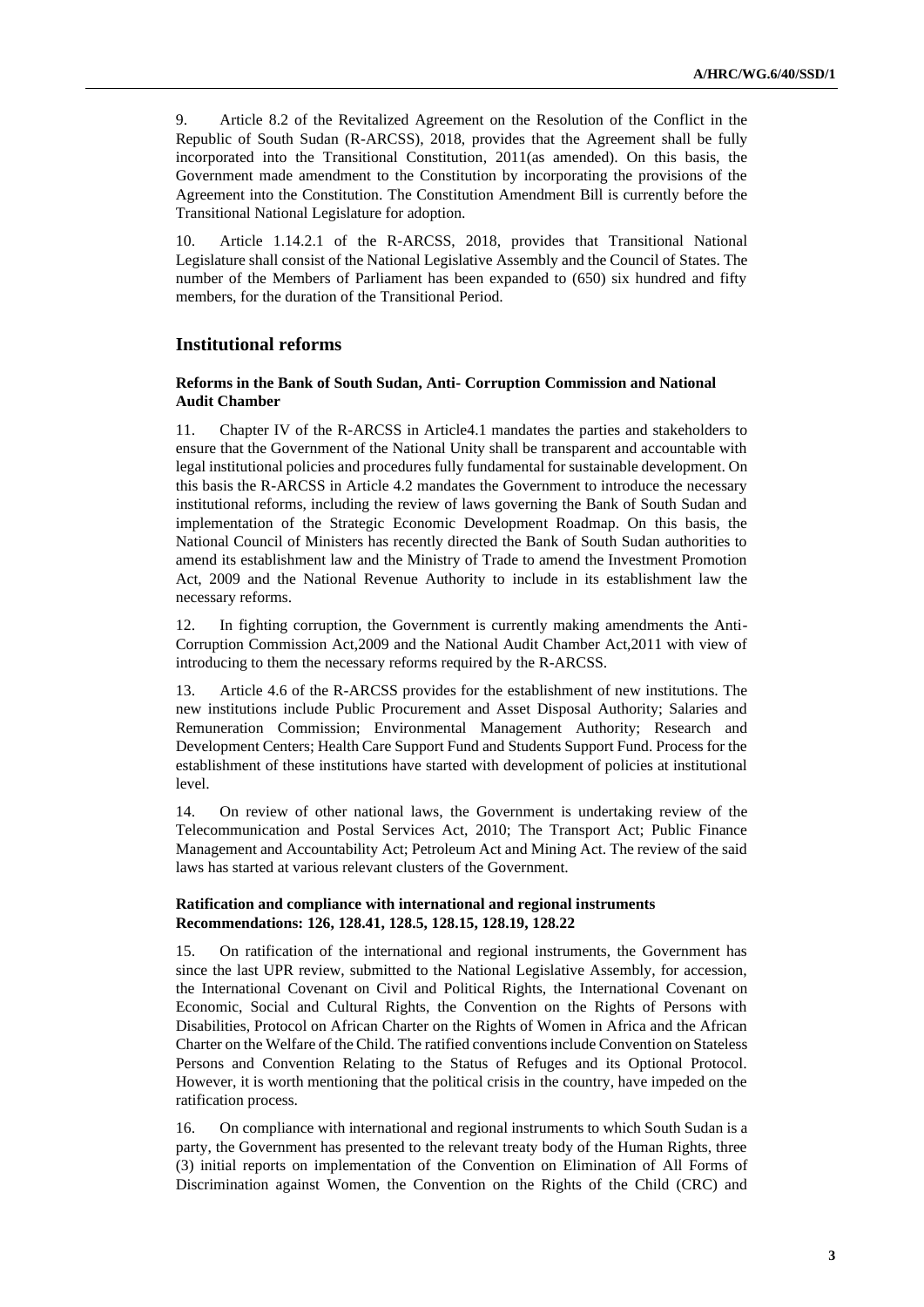9. Article 8.2 of the Revitalized Agreement on the Resolution of the Conflict in the Republic of South Sudan (R-ARCSS), 2018, provides that the Agreement shall be fully incorporated into the Transitional Constitution, 2011(as amended). On this basis, the Government made amendment to the Constitution by incorporating the provisions of the Agreement into the Constitution. The Constitution Amendment Bill is currently before the Transitional National Legislature for adoption.

10. Article 1.14.2.1 of the R-ARCSS, 2018, provides that Transitional National Legislature shall consist of the National Legislative Assembly and the Council of States. The number of the Members of Parliament has been expanded to (650) six hundred and fifty members, for the duration of the Transitional Period.

## Institutional reforms

### Reforms in the Bank of South Sudan, Anti- Corruption Commission and National Audit Chamber

11. Chapter IV of the R-ARCSS in Article4.1 mandates the parties and stakeholders to ensure that the Government of the National Unity shall be transparent and accountable with legal institutional policies and procedures fully fundamental for sustainable development. On this basis the R-ARCSS in Article 4.2 mandates the Government to introduce the necessary institutional reforms, including the review of laws governing the Bank of South Sudan and implementation of the Strategic Economic Development Roadmap. On this basis, the National Council of Ministers has recently directed the Bank of South Sudan authorities to amend its establishment law and the Ministry of Trade to amend the Investment Promotion Act, 2009 and the National Revenue Authority to include in its establishment law the necessary reforms.

12. In fighting corruption, the Government is currently making amendments the Anti-Corruption Commission Act,2009 and the National Audit Chamber Act,2011 with view of introducing to them the necessary reforms required by the R-ARCSS.

13. Article 4.6 of the R-ARCSS provides for the establishment of new institutions. The new institutions include Public Procurement and Asset Disposal Authority; Salaries and Remuneration Commission; Environmental Management Authority; Research and Development Centers; Health Care Support Fund and Students Support Fund. Process for the establishment of these institutions have started with development of policies at institutional level.

14. On review of other national laws, the Government is undertaking review of the Telecommunication and Postal Services Act, 2010; The Transport Act; Public Finance Management and Accountability Act; Petroleum Act and Mining Act. The review of the said laws has started at various relevant clusters of the Government.

### Ratification and compliance with international and regional instruments Recommendations: 126, 128.41, 128.5, 128.15, 128.19, 128.22

15. On ratification of the international and regional instruments, the Government has since the last UPR review, submitted to the National Legislative Assembly, for accession, the International Covenant on Civil and Political Rights, the International Covenant on Economic, Social and Cultural Rights, the Convention on the Rights of Persons with Disabilities, Protocol on African Charter on the Rights of Women in Africa and the African Charter on the Welfare of the Child. The ratified conventions include Convention on Stateless Persons and Convention Relating to the Status of Refuges and its Optional Protocol. However, it is worth mentioning that the political crisis in the country, have impeded on the ratification process.

16. On compliance with international and regional instruments to which South Sudan is a party, the Government has presented to the relevant treaty body of the Human Rights, three (3) initial reports on implementation of the Convention on Elimination of All Forms of Discrimination against Women, the Convention on the Rights of the Child (CRC) and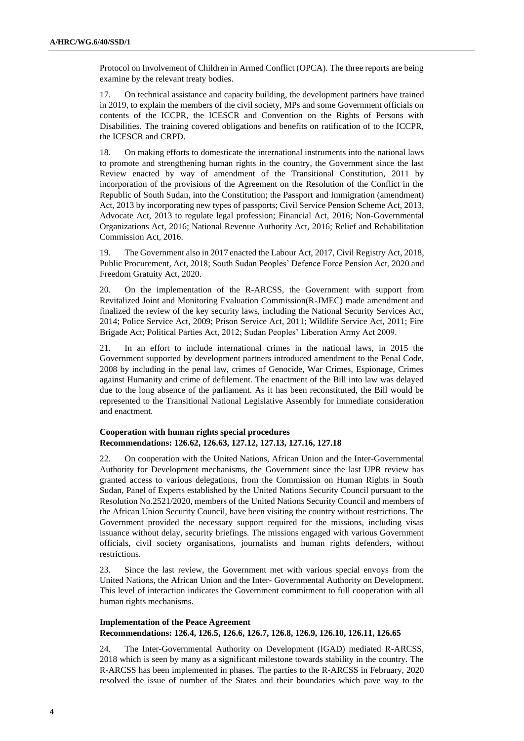Protocol on Involvement of Children in Armed Conflict (OPCA). The three reports are being examine by the relevant treaty bodies.

17. On technical assistance and capacity building, the development partners have trained in 2019, to explain the members of the civil society, MPs and some Government officials on contents of the ICCPR, the ICESCR and Convention on the Rights of Persons with Disabilities. The training covered obligations and benefits on ratification of to the ICCPR, the ICESCR and CRPD.

18. On making efforts to domesticate the international instruments into the national laws to promote and strengthening human rights in the country, the Government since the last Review enacted by way of amendment of the Transitional Constitution, 2011 by incorporation of the provisions of the Agreement on the Resolution of the Conflict in the Republic of South Sudan, into the Constitution; the Passport and Immigration (amendment) Act, 2013 by incorporating new types of passports; Civil Service Pension Scheme Act, 2013, Advocate Act, 2013 to regulate legal profession; Financial Act, 2016; Non-Governmental Organizations Act, 2016; National Revenue Authority Act, 2016; Relief and Rehabilitation Commission Act, 2016.

19. The Government also in 2017 enacted the Labour Act, 2017, Civil Registry Act, 2018, Public Procurement, Act, 2018; South Sudan Peoples' Defence Force Pension Act, 2020 and Freedom Gratuity Act, 2020.

20. On the implementation of the R-ARCSS, the Government with support from Revitalized Joint and Monitoring Evaluation Commission(R-JMEC) made amendment and finalized the review of the key security laws, including the National Security Services Act, 2014; Police Service Act, 2009; Prison Service Act, 2011; Wildlife Service Act, 2011; Fire Brigade Act; Political Parties Act, 2012; Sudan Peoples' Liberation Army Act 2009.

21. In an effort to include international crimes in the national laws, in 2015 the Government supported by development partners introduced amendment to the Penal Code, 2008 by including in the penal law, crimes of Genocide, War Crimes, Espionage, Crimes against Humanity and crime of defilement. The enactment of the Bill into law was delayed due to the long absence of the parliament. As it has been reconstituted, the Bill would be represented to the Transitional National Legislative Assembly for immediate consideration and enactment.

**Cooperation with human rights special procedures**
**Recommendations: 126.62, 126.63, 127.12, 127.13, 127.16, 127.18**

22. On cooperation with the United Nations, African Union and the Inter-Governmental Authority for Development mechanisms, the Government since the last UPR review has granted access to various delegations, from the Commission on Human Rights in South Sudan, Panel of Experts established by the United Nations Security Council pursuant to the Resolution No.2521/2020, members of the United Nations Security Council and members of the African Union Security Council, have been visiting the country without restrictions. The Government provided the necessary support required for the missions, including visas issuance without delay, security briefings. The missions engaged with various Government officials, civil society organisations, journalists and human rights defenders, without restrictions.

23. Since the last review, the Government met with various special envoys from the United Nations, the African Union and the Inter- Governmental Authority on Development. This level of interaction indicates the Government commitment to full cooperation with all human rights mechanisms.

**Implementation of the Peace Agreement**
**Recommendations: 126.4, 126.5, 126.6, 126.7, 126.8, 126.9, 126.10, 126.11, 126.65**

24. The Inter-Governmental Authority on Development (IGAD) mediated R-ARCSS, 2018 which is seen by many as a significant milestone towards stability in the country. The R-ARCSS has been implemented in phases. The parties to the R-ARCSS in February, 2020 resolved the issue of number of the States and their boundaries which pave way to the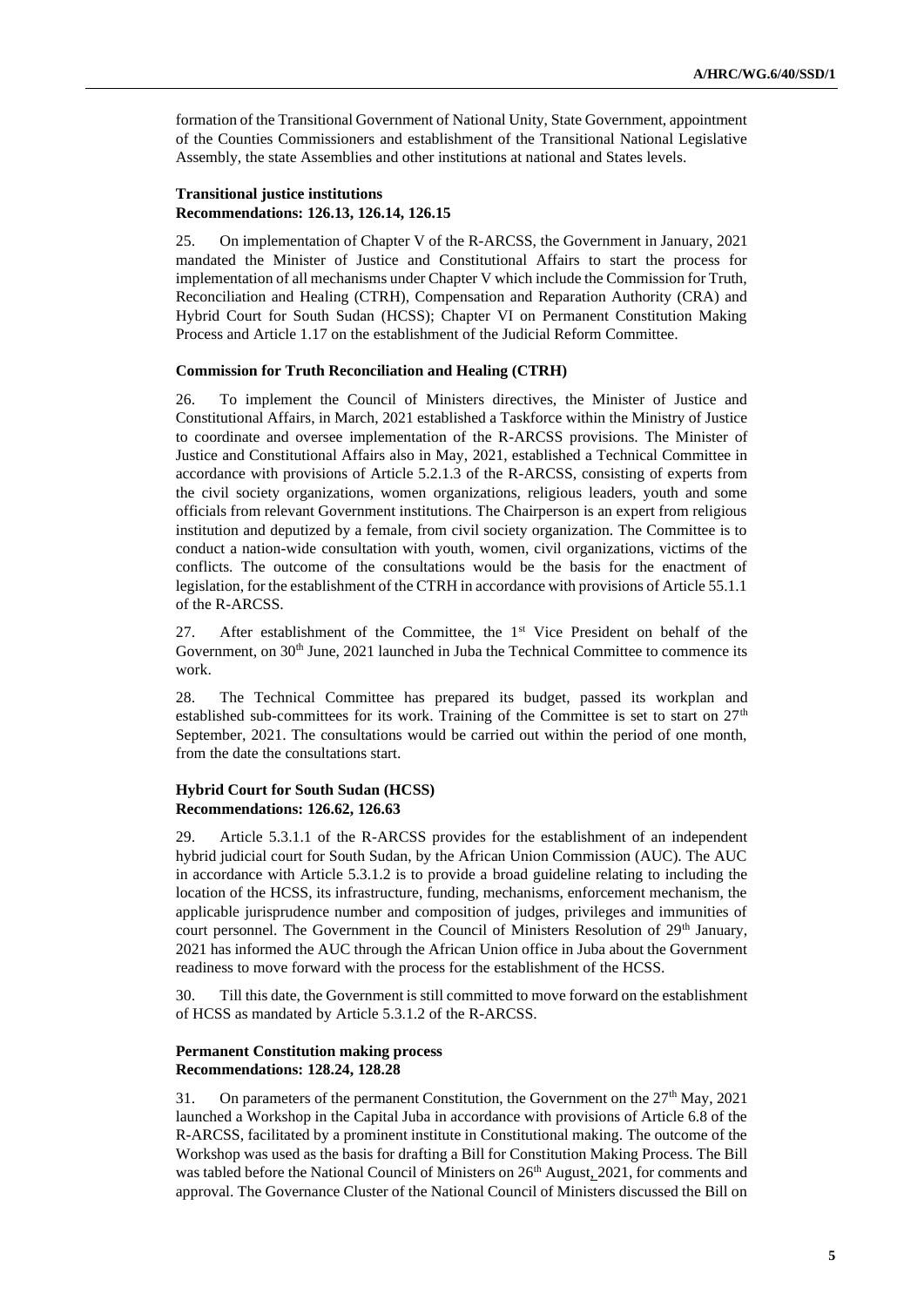formation of the Transitional Government of National Unity, State Government, appointment of the Counties Commissioners and establishment of the Transitional National Legislative Assembly, the state Assemblies and other institutions at national and States levels.

### Transitional justice institutions
### Recommendations: 126.13, 126.14, 126.15

25. On implementation of Chapter V of the R-ARCSS, the Government in January, 2021 mandated the Minister of Justice and Constitutional Affairs to start the process for implementation of all mechanisms under Chapter V which include the Commission for Truth, Reconciliation and Healing (CTRH), Compensation and Reparation Authority (CRA) and Hybrid Court for South Sudan (HCSS); Chapter VI on Permanent Constitution Making Process and Article 1.17 on the establishment of the Judicial Reform Committee.

### Commission for Truth Reconciliation and Healing (CTRH)

26. To implement the Council of Ministers directives, the Minister of Justice and Constitutional Affairs, in March, 2021 established a Taskforce within the Ministry of Justice to coordinate and oversee implementation of the R-ARCSS provisions. The Minister of Justice and Constitutional Affairs also in May, 2021, established a Technical Committee in accordance with provisions of Article 5.2.1.3 of the R-ARCSS, consisting of experts from the civil society organizations, women organizations, religious leaders, youth and some officials from relevant Government institutions. The Chairperson is an expert from religious institution and deputized by a female, from civil society organization. The Committee is to conduct a nation-wide consultation with youth, women, civil organizations, victims of the conflicts. The outcome of the consultations would be the basis for the enactment of legislation, for the establishment of the CTRH in accordance with provisions of Article 55.1.1 of the R-ARCSS.

27. After establishment of the Committee, the 1st Vice President on behalf of the Government, on 30th June, 2021 launched in Juba the Technical Committee to commence its work.

28. The Technical Committee has prepared its budget, passed its workplan and established sub-committees for its work. Training of the Committee is set to start on 27th September, 2021. The consultations would be carried out within the period of one month, from the date the consultations start.

### Hybrid Court for South Sudan (HCSS)
### Recommendations: 126.62, 126.63

29. Article 5.3.1.1 of the R-ARCSS provides for the establishment of an independent hybrid judicial court for South Sudan, by the African Union Commission (AUC). The AUC in accordance with Article 5.3.1.2 is to provide a broad guideline relating to including the location of the HCSS, its infrastructure, funding, mechanisms, enforcement mechanism, the applicable jurisprudence number and composition of judges, privileges and immunities of court personnel. The Government in the Council of Ministers Resolution of 29th January, 2021 has informed the AUC through the African Union office in Juba about the Government readiness to move forward with the process for the establishment of the HCSS.

30. Till this date, the Government is still committed to move forward on the establishment of HCSS as mandated by Article 5.3.1.2 of the R-ARCSS.

### Permanent Constitution making process
### Recommendations: 128.24, 128.28

31. On parameters of the permanent Constitution, the Government on the 27th May, 2021 launched a Workshop in the Capital Juba in accordance with provisions of Article 6.8 of the R-ARCSS, facilitated by a prominent institute in Constitutional making. The outcome of the Workshop was used as the basis for drafting a Bill for Constitution Making Process. The Bill was tabled before the National Council of Ministers on 26th August, 2021, for comments and approval. The Governance Cluster of the National Council of Ministers discussed the Bill on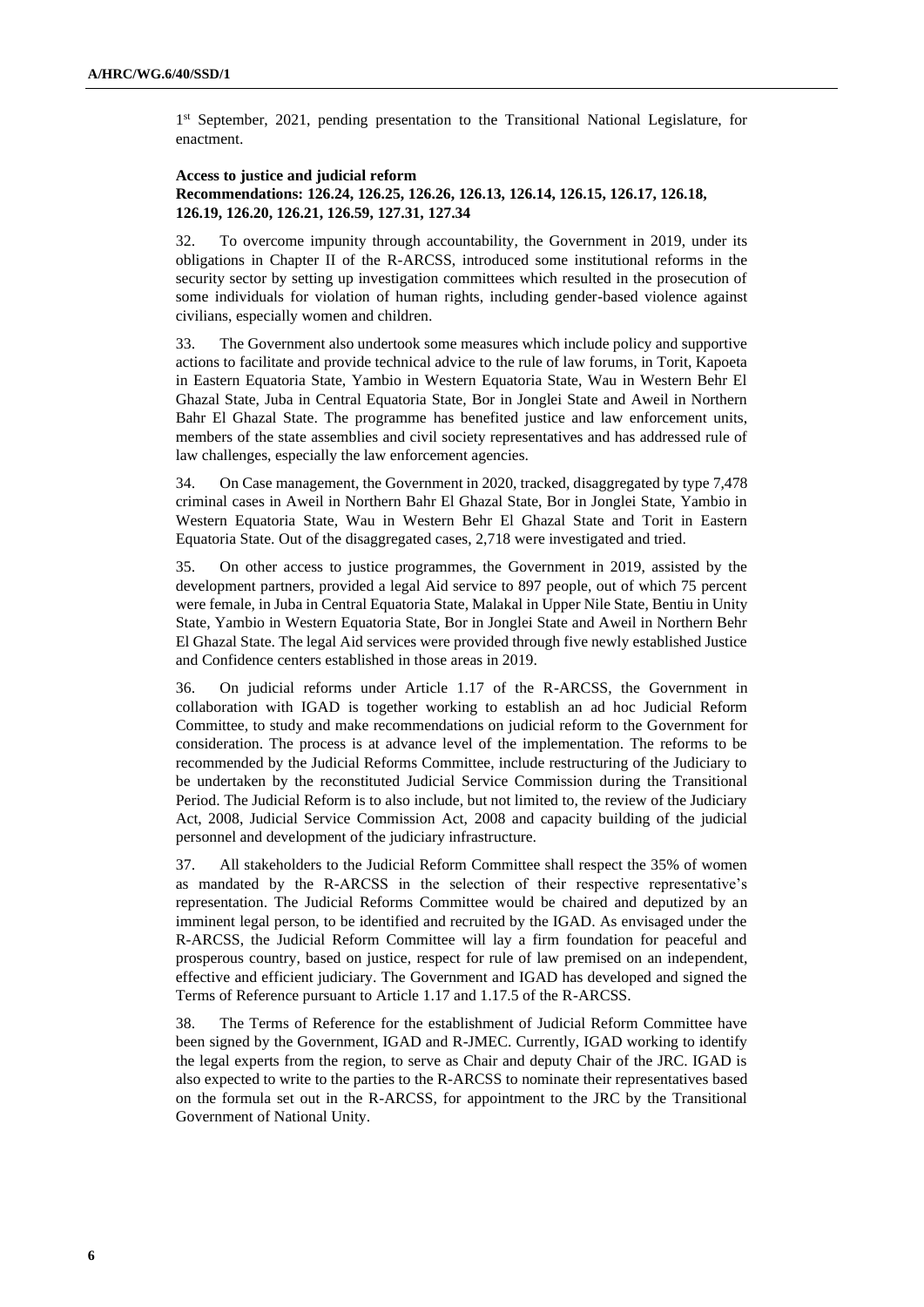1[st] September, 2021, pending presentation to the Transitional National Legislature, for enactment.

**Access to justice and judicial reform**
**Recommendations: 126.24, 126.25, 126.26, 126.13, 126.14, 126.15, 126.17, 126.18, 126.19, 126.20, 126.21, 126.59, 127.31, 127.34**

32. To overcome impunity through accountability, the Government in 2019, under its obligations in Chapter II of the R-ARCSS, introduced some institutional reforms in the security sector by setting up investigation committees which resulted in the prosecution of some individuals for violation of human rights, including gender-based violence against civilians, especially women and children.

33. The Government also undertook some measures which include policy and supportive actions to facilitate and provide technical advice to the rule of law forums, in Torit, Kapoeta in Eastern Equatoria State, Yambio in Western Equatoria State, Wau in Western Behr El Ghazal State, Juba in Central Equatoria State, Bor in Jonglei State and Aweil in Northern Bahr El Ghazal State. The programme has benefited justice and law enforcement units, members of the state assemblies and civil society representatives and has addressed rule of law challenges, especially the law enforcement agencies.

34. On Case management, the Government in 2020, tracked, disaggregated by type 7,478 criminal cases in Aweil in Northern Bahr El Ghazal State, Bor in Jonglei State, Yambio in Western Equatoria State, Wau in Western Behr El Ghazal State and Torit in Eastern Equatoria State. Out of the disaggregated cases, 2,718 were investigated and tried.

35. On other access to justice programmes, the Government in 2019, assisted by the development partners, provided a legal Aid service to 897 people, out of which 75 percent were female, in Juba in Central Equatoria State, Malakal in Upper Nile State, Bentiu in Unity State, Yambio in Western Equatoria State, Bor in Jonglei State and Aweil in Northern Behr El Ghazal State. The legal Aid services were provided through five newly established Justice and Confidence centers established in those areas in 2019.

36. On judicial reforms under Article 1.17 of the R-ARCSS, the Government in collaboration with IGAD is together working to establish an ad hoc Judicial Reform Committee, to study and make recommendations on judicial reform to the Government for consideration. The process is at advance level of the implementation. The reforms to be recommended by the Judicial Reforms Committee, include restructuring of the Judiciary to be undertaken by the reconstituted Judicial Service Commission during the Transitional Period. The Judicial Reform is to also include, but not limited to, the review of the Judiciary Act, 2008, Judicial Service Commission Act, 2008 and capacity building of the judicial personnel and development of the judiciary infrastructure.

37. All stakeholders to the Judicial Reform Committee shall respect the 35% of women as mandated by the R-ARCSS in the selection of their respective representative's representation. The Judicial Reforms Committee would be chaired and deputized by an imminent legal person, to be identified and recruited by the IGAD. As envisaged under the R-ARCSS, the Judicial Reform Committee will lay a firm foundation for peaceful and prosperous country, based on justice, respect for rule of law premised on an independent, effective and efficient judiciary. The Government and IGAD has developed and signed the Terms of Reference pursuant to Article 1.17 and 1.17.5 of the R-ARCSS.

38. The Terms of Reference for the establishment of Judicial Reform Committee have been signed by the Government, IGAD and R-JMEC. Currently, IGAD working to identify the legal experts from the region, to serve as Chair and deputy Chair of the JRC. IGAD is also expected to write to the parties to the R-ARCSS to nominate their representatives based on the formula set out in the R-ARCSS, for appointment to the JRC by the Transitional Government of National Unity.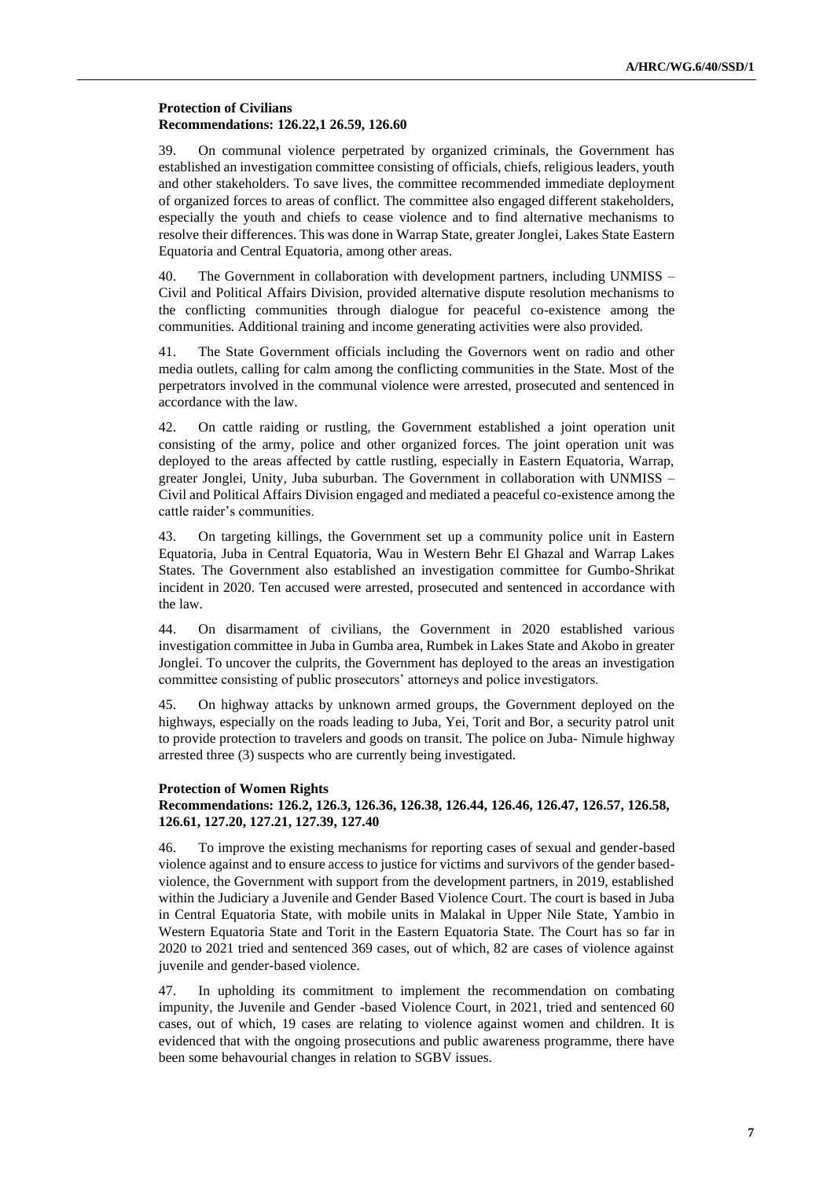**Protection of Civilians**
**Recommendations: 126.22,1 26.59, 126.60**

39. On communal violence perpetrated by organized criminals, the Government has established an investigation committee consisting of officials, chiefs, religious leaders, youth and other stakeholders. To save lives, the committee recommended immediate deployment of organized forces to areas of conflict. The committee also engaged different stakeholders, especially the youth and chiefs to cease violence and to find alternative mechanisms to resolve their differences. This was done in Warrap State, greater Jonglei, Lakes State Eastern Equatoria and Central Equatoria, among other areas.

40. The Government in collaboration with development partners, including UNMISS – Civil and Political Affairs Division, provided alternative dispute resolution mechanisms to the conflicting communities through dialogue for peaceful co-existence among the communities. Additional training and income generating activities were also provided.

41. The State Government officials including the Governors went on radio and other media outlets, calling for calm among the conflicting communities in the State. Most of the perpetrators involved in the communal violence were arrested, prosecuted and sentenced in accordance with the law.

42. On cattle raiding or rustling, the Government established a joint operation unit consisting of the army, police and other organized forces. The joint operation unit was deployed to the areas affected by cattle rustling, especially in Eastern Equatoria, Warrap, greater Jonglei, Unity, Juba suburban. The Government in collaboration with UNMISS – Civil and Political Affairs Division engaged and mediated a peaceful co-existence among the cattle raider's communities.

43. On targeting killings, the Government set up a community police unit in Eastern Equatoria, Juba in Central Equatoria, Wau in Western Behr El Ghazal and Warrap Lakes States. The Government also established an investigation committee for Gumbo-Shrikat incident in 2020. Ten accused were arrested, prosecuted and sentenced in accordance with the law.

44. On disarmament of civilians, the Government in 2020 established various investigation committee in Juba in Gumba area, Rumbek in Lakes State and Akobo in greater Jonglei. To uncover the culprits, the Government has deployed to the areas an investigation committee consisting of public prosecutors' attorneys and police investigators.

45. On highway attacks by unknown armed groups, the Government deployed on the highways, especially on the roads leading to Juba, Yei, Torit and Bor, a security patrol unit to provide protection to travelers and goods on transit. The police on Juba- Nimule highway arrested three (3) suspects who are currently being investigated.

**Protection of Women Rights**
**Recommendations: 126.2, 126.3, 126.36, 126.38, 126.44, 126.46, 126.47, 126.57, 126.58, 126.61, 127.20, 127.21, 127.39, 127.40**

46. To improve the existing mechanisms for reporting cases of sexual and gender-based violence against and to ensure access to justice for victims and survivors of the gender based-violence, the Government with support from the development partners, in 2019, established within the Judiciary a Juvenile and Gender Based Violence Court. The court is based in Juba in Central Equatoria State, with mobile units in Malakal in Upper Nile State, Yambio in Western Equatoria State and Torit in the Eastern Equatoria State. The Court has so far in 2020 to 2021 tried and sentenced 369 cases, out of which, 82 are cases of violence against juvenile and gender-based violence.

47. In upholding its commitment to implement the recommendation on combating impunity, the Juvenile and Gender -based Violence Court, in 2021, tried and sentenced 60 cases, out of which, 19 cases are relating to violence against women and children. It is evidenced that with the ongoing prosecutions and public awareness programme, there have been some behavourial changes in relation to SGBV issues.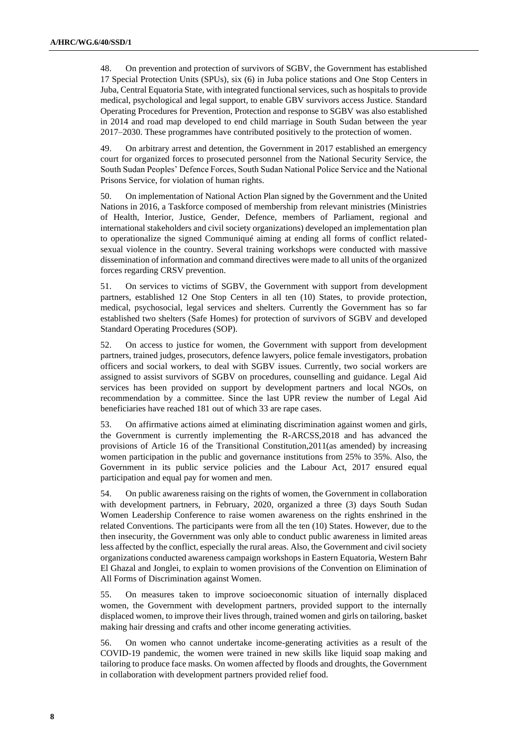48. On prevention and protection of survivors of SGBV, the Government has established 17 Special Protection Units (SPUs), six (6) in Juba police stations and One Stop Centers in Juba, Central Equatoria State, with integrated functional services, such as hospitals to provide medical, psychological and legal support, to enable GBV survivors access Justice. Standard Operating Procedures for Prevention, Protection and response to SGBV was also established in 2014 and road map developed to end child marriage in South Sudan between the year 2017–2030. These programmes have contributed positively to the protection of women.

49. On arbitrary arrest and detention, the Government in 2017 established an emergency court for organized forces to prosecuted personnel from the National Security Service, the South Sudan Peoples' Defence Forces, South Sudan National Police Service and the National Prisons Service, for violation of human rights.

50. On implementation of National Action Plan signed by the Government and the United Nations in 2016, a Taskforce composed of membership from relevant ministries (Ministries of Health, Interior, Justice, Gender, Defence, members of Parliament, regional and international stakeholders and civil society organizations) developed an implementation plan to operationalize the signed Communiqué aiming at ending all forms of conflict related-sexual violence in the country. Several training workshops were conducted with massive dissemination of information and command directives were made to all units of the organized forces regarding CRSV prevention.

51. On services to victims of SGBV, the Government with support from development partners, established 12 One Stop Centers in all ten (10) States, to provide protection, medical, psychosocial, legal services and shelters. Currently the Government has so far established two shelters (Safe Homes) for protection of survivors of SGBV and developed Standard Operating Procedures (SOP).

52. On access to justice for women, the Government with support from development partners, trained judges, prosecutors, defence lawyers, police female investigators, probation officers and social workers, to deal with SGBV issues. Currently, two social workers are assigned to assist survivors of SGBV on procedures, counselling and guidance. Legal Aid services has been provided on support by development partners and local NGOs, on recommendation by a committee. Since the last UPR review the number of Legal Aid beneficiaries have reached 181 out of which 33 are rape cases.

53. On affirmative actions aimed at eliminating discrimination against women and girls, the Government is currently implementing the R-ARCSS,2018 and has advanced the provisions of Article 16 of the Transitional Constitution,2011(as amended) by increasing women participation in the public and governance institutions from 25% to 35%. Also, the Government in its public service policies and the Labour Act, 2017 ensured equal participation and equal pay for women and men.

54. On public awareness raising on the rights of women, the Government in collaboration with development partners, in February, 2020, organized a three (3) days South Sudan Women Leadership Conference to raise women awareness on the rights enshrined in the related Conventions. The participants were from all the ten (10) States. However, due to the then insecurity, the Government was only able to conduct public awareness in limited areas less affected by the conflict, especially the rural areas. Also, the Government and civil society organizations conducted awareness campaign workshops in Eastern Equatoria, Western Bahr El Ghazal and Jonglei, to explain to women provisions of the Convention on Elimination of All Forms of Discrimination against Women.

55. On measures taken to improve socioeconomic situation of internally displaced women, the Government with development partners, provided support to the internally displaced women, to improve their lives through, trained women and girls on tailoring, basket making hair dressing and crafts and other income generating activities.

56. On women who cannot undertake income-generating activities as a result of the COVID-19 pandemic, the women were trained in new skills like liquid soap making and tailoring to produce face masks. On women affected by floods and droughts, the Government in collaboration with development partners provided relief food.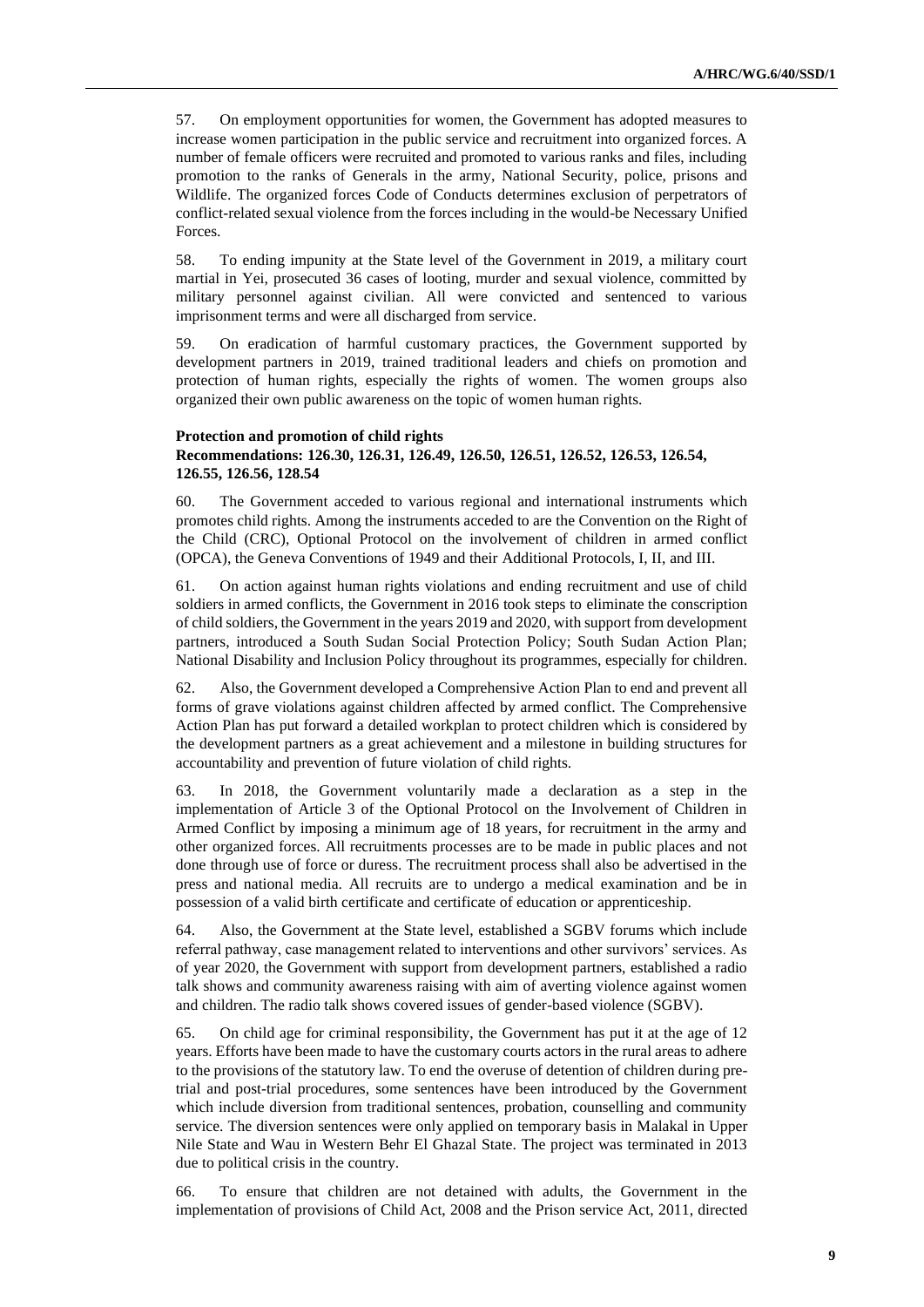57. On employment opportunities for women, the Government has adopted measures to increase women participation in the public service and recruitment into organized forces. A number of female officers were recruited and promoted to various ranks and files, including promotion to the ranks of Generals in the army, National Security, police, prisons and Wildlife. The organized forces Code of Conducts determines exclusion of perpetrators of conflict-related sexual violence from the forces including in the would-be Necessary Unified Forces.

58. To ending impunity at the State level of the Government in 2019, a military court martial in Yei, prosecuted 36 cases of looting, murder and sexual violence, committed by military personnel against civilian. All were convicted and sentenced to various imprisonment terms and were all discharged from service.

59. On eradication of harmful customary practices, the Government supported by development partners in 2019, trained traditional leaders and chiefs on promotion and protection of human rights, especially the rights of women. The women groups also organized their own public awareness on the topic of women human rights.

**Protection and promotion of child rights**
**Recommendations: 126.30, 126.31, 126.49, 126.50, 126.51, 126.52, 126.53, 126.54, 126.55, 126.56, 128.54**

60. The Government acceded to various regional and international instruments which promotes child rights. Among the instruments acceded to are the Convention on the Right of the Child (CRC), Optional Protocol on the involvement of children in armed conflict (OPCA), the Geneva Conventions of 1949 and their Additional Protocols, I, II, and III.

61. On action against human rights violations and ending recruitment and use of child soldiers in armed conflicts, the Government in 2016 took steps to eliminate the conscription of child soldiers, the Government in the years 2019 and 2020, with support from development partners, introduced a South Sudan Social Protection Policy; South Sudan Action Plan; National Disability and Inclusion Policy throughout its programmes, especially for children.

62. Also, the Government developed a Comprehensive Action Plan to end and prevent all forms of grave violations against children affected by armed conflict. The Comprehensive Action Plan has put forward a detailed workplan to protect children which is considered by the development partners as a great achievement and a milestone in building structures for accountability and prevention of future violation of child rights.

63. In 2018, the Government voluntarily made a declaration as a step in the implementation of Article 3 of the Optional Protocol on the Involvement of Children in Armed Conflict by imposing a minimum age of 18 years, for recruitment in the army and other organized forces. All recruitments processes are to be made in public places and not done through use of force or duress. The recruitment process shall also be advertised in the press and national media. All recruits are to undergo a medical examination and be in possession of a valid birth certificate and certificate of education or apprenticeship.

64. Also, the Government at the State level, established a SGBV forums which include referral pathway, case management related to interventions and other survivors' services. As of year 2020, the Government with support from development partners, established a radio talk shows and community awareness raising with aim of averting violence against women and children. The radio talk shows covered issues of gender-based violence (SGBV).

65. On child age for criminal responsibility, the Government has put it at the age of 12 years. Efforts have been made to have the customary courts actors in the rural areas to adhere to the provisions of the statutory law. To end the overuse of detention of children during pre-trial and post-trial procedures, some sentences have been introduced by the Government which include diversion from traditional sentences, probation, counselling and community service. The diversion sentences were only applied on temporary basis in Malakal in Upper Nile State and Wau in Western Behr El Ghazal State. The project was terminated in 2013 due to political crisis in the country.

66. To ensure that children are not detained with adults, the Government in the implementation of provisions of Child Act, 2008 and the Prison service Act, 2011, directed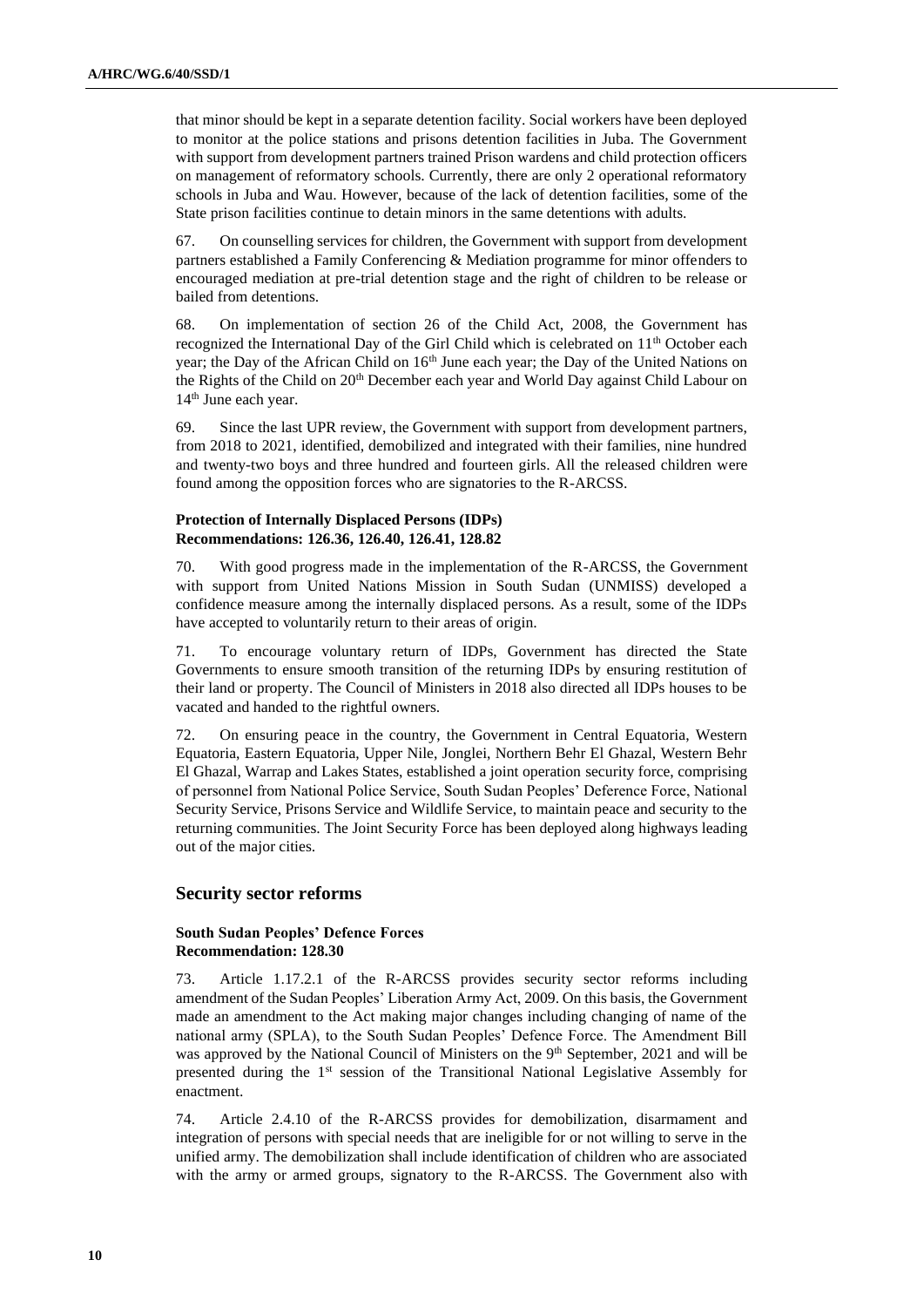that minor should be kept in a separate detention facility. Social workers have been deployed to monitor at the police stations and prisons detention facilities in Juba. The Government with support from development partners trained Prison wardens and child protection officers on management of reformatory schools. Currently, there are only 2 operational reformatory schools in Juba and Wau. However, because of the lack of detention facilities, some of the State prison facilities continue to detain minors in the same detentions with adults.

67. On counselling services for children, the Government with support from development partners established a Family Conferencing & Mediation programme for minor offenders to encouraged mediation at pre-trial detention stage and the right of children to be release or bailed from detentions.

68. On implementation of section 26 of the Child Act, 2008, the Government has recognized the International Day of the Girl Child which is celebrated on 11th October each year; the Day of the African Child on 16th June each year; the Day of the United Nations on the Rights of the Child on 20th December each year and World Day against Child Labour on 14th June each year.

69. Since the last UPR review, the Government with support from development partners, from 2018 to 2021, identified, demobilized and integrated with their families, nine hundred and twenty-two boys and three hundred and fourteen girls. All the released children were found among the opposition forces who are signatories to the R-ARCSS.

**Protection of Internally Displaced Persons (IDPs)**
**Recommendations: 126.36, 126.40, 126.41, 128.82**

70. With good progress made in the implementation of the R-ARCSS, the Government with support from United Nations Mission in South Sudan (UNMISS) developed a confidence measure among the internally displaced persons. As a result, some of the IDPs have accepted to voluntarily return to their areas of origin.

71. To encourage voluntary return of IDPs, Government has directed the State Governments to ensure smooth transition of the returning IDPs by ensuring restitution of their land or property. The Council of Ministers in 2018 also directed all IDPs houses to be vacated and handed to the rightful owners.

72. On ensuring peace in the country, the Government in Central Equatoria, Western Equatoria, Eastern Equatoria, Upper Nile, Jonglei, Northern Behr El Ghazal, Western Behr El Ghazal, Warrap and Lakes States, established a joint operation security force, comprising of personnel from National Police Service, South Sudan Peoples' Deference Force, National Security Service, Prisons Service and Wildlife Service, to maintain peace and security to the returning communities. The Joint Security Force has been deployed along highways leading out of the major cities.

## Security sector reforms

**South Sudan Peoples' Defence Forces**
**Recommendation: 128.30**

73. Article 1.17.2.1 of the R-ARCSS provides security sector reforms including amendment of the Sudan Peoples' Liberation Army Act, 2009. On this basis, the Government made an amendment to the Act making major changes including changing of name of the national army (SPLA), to the South Sudan Peoples' Defence Force. The Amendment Bill was approved by the National Council of Ministers on the 9th September, 2021 and will be presented during the 1st session of the Transitional National Legislative Assembly for enactment.

74. Article 2.4.10 of the R-ARCSS provides for demobilization, disarmament and integration of persons with special needs that are ineligible for or not willing to serve in the unified army. The demobilization shall include identification of children who are associated with the army or armed groups, signatory to the R-ARCSS. The Government also with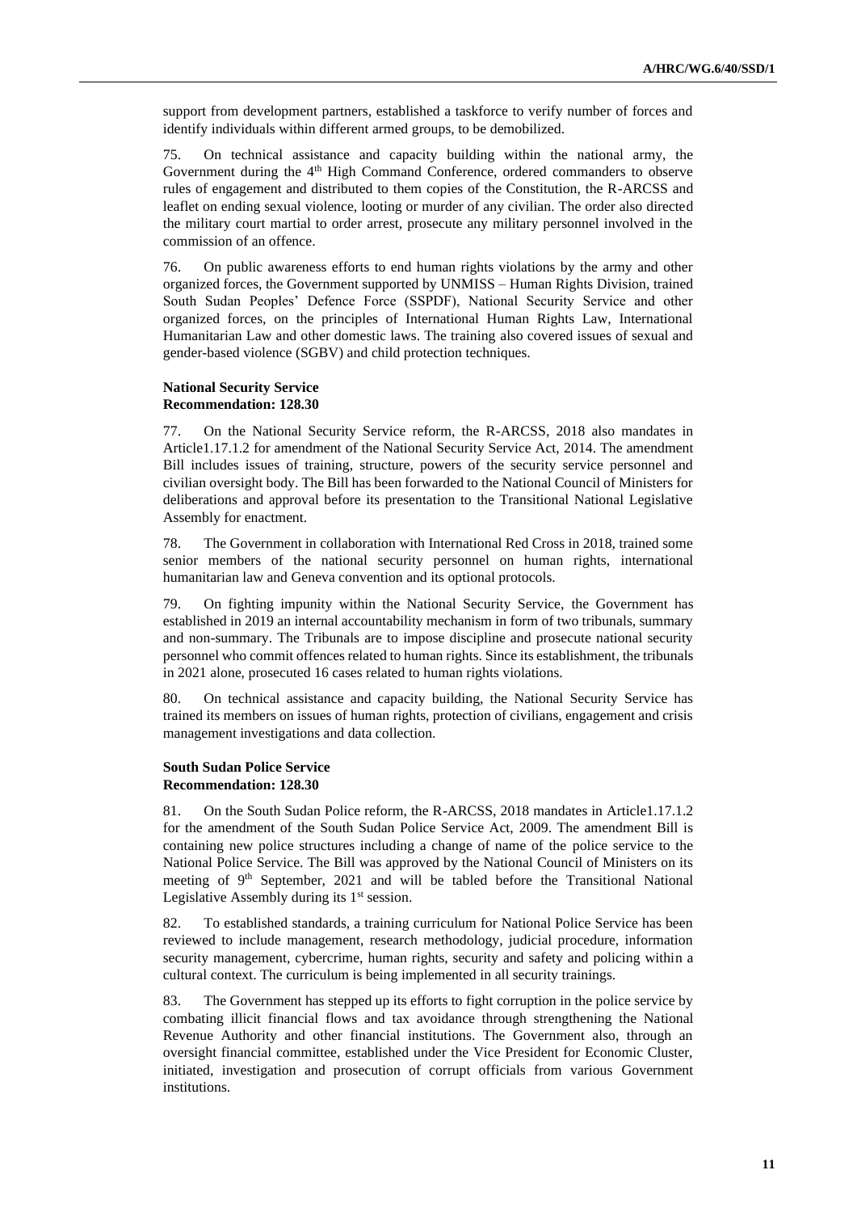support from development partners, established a taskforce to verify number of forces and identify individuals within different armed groups, to be demobilized.

75. On technical assistance and capacity building within the national army, the Government during the 4th High Command Conference, ordered commanders to observe rules of engagement and distributed to them copies of the Constitution, the R-ARCSS and leaflet on ending sexual violence, looting or murder of any civilian. The order also directed the military court martial to order arrest, prosecute any military personnel involved in the commission of an offence.

76. On public awareness efforts to end human rights violations by the army and other organized forces, the Government supported by UNMISS – Human Rights Division, trained South Sudan Peoples' Defence Force (SSPDF), National Security Service and other organized forces, on the principles of International Human Rights Law, International Humanitarian Law and other domestic laws. The training also covered issues of sexual and gender-based violence (SGBV) and child protection techniques.

**National Security Service**
**Recommendation: 128.30**

77. On the National Security Service reform, the R-ARCSS, 2018 also mandates in Article1.17.1.2 for amendment of the National Security Service Act, 2014. The amendment Bill includes issues of training, structure, powers of the security service personnel and civilian oversight body. The Bill has been forwarded to the National Council of Ministers for deliberations and approval before its presentation to the Transitional National Legislative Assembly for enactment.

78. The Government in collaboration with International Red Cross in 2018, trained some senior members of the national security personnel on human rights, international humanitarian law and Geneva convention and its optional protocols.

79. On fighting impunity within the National Security Service, the Government has established in 2019 an internal accountability mechanism in form of two tribunals, summary and non-summary. The Tribunals are to impose discipline and prosecute national security personnel who commit offences related to human rights. Since its establishment, the tribunals in 2021 alone, prosecuted 16 cases related to human rights violations.

80. On technical assistance and capacity building, the National Security Service has trained its members on issues of human rights, protection of civilians, engagement and crisis management investigations and data collection.

**South Sudan Police Service**
**Recommendation: 128.30**

81. On the South Sudan Police reform, the R-ARCSS, 2018 mandates in Article1.17.1.2 for the amendment of the South Sudan Police Service Act, 2009. The amendment Bill is containing new police structures including a change of name of the police service to the National Police Service. The Bill was approved by the National Council of Ministers on its meeting of 9th September, 2021 and will be tabled before the Transitional National Legislative Assembly during its 1st session.

82. To established standards, a training curriculum for National Police Service has been reviewed to include management, research methodology, judicial procedure, information security management, cybercrime, human rights, security and safety and policing within a cultural context. The curriculum is being implemented in all security trainings.

83. The Government has stepped up its efforts to fight corruption in the police service by combating illicit financial flows and tax avoidance through strengthening the National Revenue Authority and other financial institutions. The Government also, through an oversight financial committee, established under the Vice President for Economic Cluster, initiated, investigation and prosecution of corrupt officials from various Government institutions.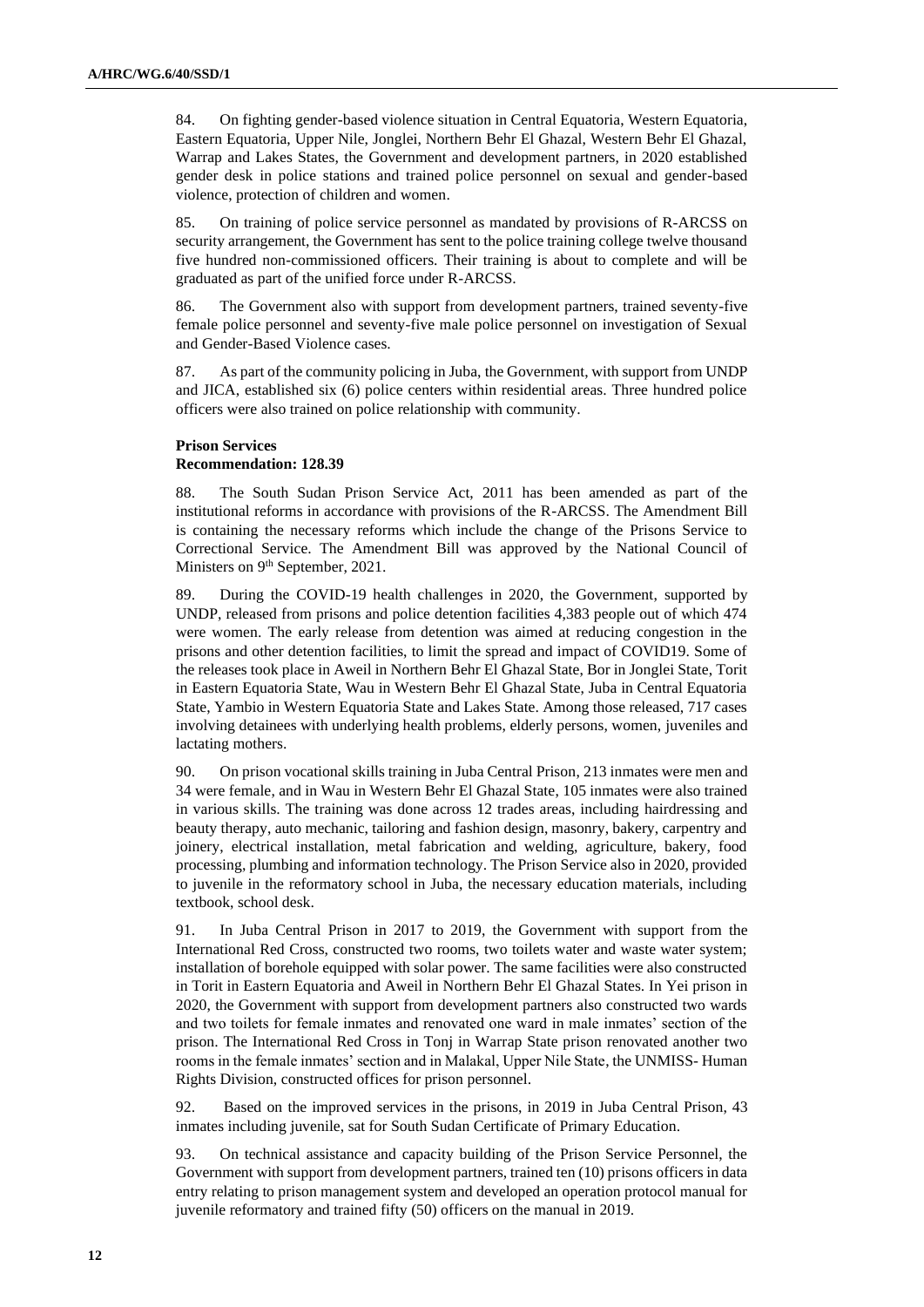84. On fighting gender-based violence situation in Central Equatoria, Western Equatoria, Eastern Equatoria, Upper Nile, Jonglei, Northern Behr El Ghazal, Western Behr El Ghazal, Warrap and Lakes States, the Government and development partners, in 2020 established gender desk in police stations and trained police personnel on sexual and gender-based violence, protection of children and women.

85. On training of police service personnel as mandated by provisions of R-ARCSS on security arrangement, the Government has sent to the police training college twelve thousand five hundred non-commissioned officers. Their training is about to complete and will be graduated as part of the unified force under R-ARCSS.

86. The Government also with support from development partners, trained seventy-five female police personnel and seventy-five male police personnel on investigation of Sexual and Gender-Based Violence cases.

87. As part of the community policing in Juba, the Government, with support from UNDP and JICA, established six (6) police centers within residential areas. Three hundred police officers were also trained on police relationship with community.

**Prison Services**
**Recommendation: 128.39**

88. The South Sudan Prison Service Act, 2011 has been amended as part of the institutional reforms in accordance with provisions of the R-ARCSS. The Amendment Bill is containing the necessary reforms which include the change of the Prisons Service to Correctional Service. The Amendment Bill was approved by the National Council of Ministers on 9th September, 2021.

89. During the COVID-19 health challenges in 2020, the Government, supported by UNDP, released from prisons and police detention facilities 4,383 people out of which 474 were women. The early release from detention was aimed at reducing congestion in the prisons and other detention facilities, to limit the spread and impact of COVID19. Some of the releases took place in Aweil in Northern Behr El Ghazal State, Bor in Jonglei State, Torit in Eastern Equatoria State, Wau in Western Behr El Ghazal State, Juba in Central Equatoria State, Yambio in Western Equatoria State and Lakes State. Among those released, 717 cases involving detainees with underlying health problems, elderly persons, women, juveniles and lactating mothers.

90. On prison vocational skills training in Juba Central Prison, 213 inmates were men and 34 were female, and in Wau in Western Behr El Ghazal State, 105 inmates were also trained in various skills. The training was done across 12 trades areas, including hairdressing and beauty therapy, auto mechanic, tailoring and fashion design, masonry, bakery, carpentry and joinery, electrical installation, metal fabrication and welding, agriculture, bakery, food processing, plumbing and information technology. The Prison Service also in 2020, provided to juvenile in the reformatory school in Juba, the necessary education materials, including textbook, school desk.

91. In Juba Central Prison in 2017 to 2019, the Government with support from the International Red Cross, constructed two rooms, two toilets water and waste water system; installation of borehole equipped with solar power. The same facilities were also constructed in Torit in Eastern Equatoria and Aweil in Northern Behr El Ghazal States. In Yei prison in 2020, the Government with support from development partners also constructed two wards and two toilets for female inmates and renovated one ward in male inmates' section of the prison. The International Red Cross in Tonj in Warrap State prison renovated another two rooms in the female inmates' section and in Malakal, Upper Nile State, the UNMISS- Human Rights Division, constructed offices for prison personnel.

92. Based on the improved services in the prisons, in 2019 in Juba Central Prison, 43 inmates including juvenile, sat for South Sudan Certificate of Primary Education.

93. On technical assistance and capacity building of the Prison Service Personnel, the Government with support from development partners, trained ten (10) prisons officers in data entry relating to prison management system and developed an operation protocol manual for juvenile reformatory and trained fifty (50) officers on the manual in 2019.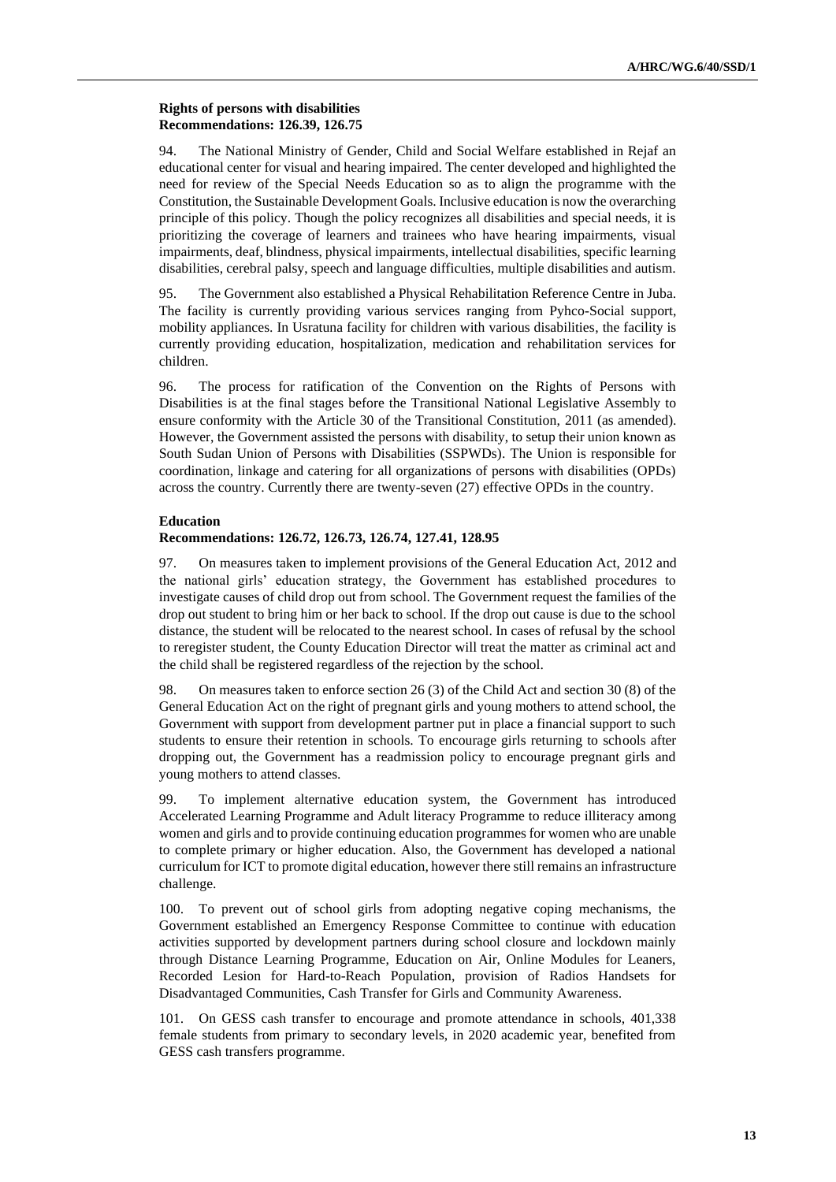**Rights of persons with disabilities**
**Recommendations: 126.39, 126.75**

94. The National Ministry of Gender, Child and Social Welfare established in Rejaf an educational center for visual and hearing impaired. The center developed and highlighted the need for review of the Special Needs Education so as to align the programme with the Constitution, the Sustainable Development Goals. Inclusive education is now the overarching principle of this policy. Though the policy recognizes all disabilities and special needs, it is prioritizing the coverage of learners and trainees who have hearing impairments, visual impairments, deaf, blindness, physical impairments, intellectual disabilities, specific learning disabilities, cerebral palsy, speech and language difficulties, multiple disabilities and autism.

95. The Government also established a Physical Rehabilitation Reference Centre in Juba. The facility is currently providing various services ranging from Pyhco-Social support, mobility appliances. In Usratuna facility for children with various disabilities, the facility is currently providing education, hospitalization, medication and rehabilitation services for children.

96. The process for ratification of the Convention on the Rights of Persons with Disabilities is at the final stages before the Transitional National Legislative Assembly to ensure conformity with the Article 30 of the Transitional Constitution, 2011 (as amended). However, the Government assisted the persons with disability, to setup their union known as South Sudan Union of Persons with Disabilities (SSPWDs). The Union is responsible for coordination, linkage and catering for all organizations of persons with disabilities (OPDs) across the country. Currently there are twenty-seven (27) effective OPDs in the country.

**Education**
**Recommendations: 126.72, 126.73, 126.74, 127.41, 128.95**

97. On measures taken to implement provisions of the General Education Act, 2012 and the national girls' education strategy, the Government has established procedures to investigate causes of child drop out from school. The Government request the families of the drop out student to bring him or her back to school. If the drop out cause is due to the school distance, the student will be relocated to the nearest school. In cases of refusal by the school to reregister student, the County Education Director will treat the matter as criminal act and the child shall be registered regardless of the rejection by the school.

98. On measures taken to enforce section 26 (3) of the Child Act and section 30 (8) of the General Education Act on the right of pregnant girls and young mothers to attend school, the Government with support from development partner put in place a financial support to such students to ensure their retention in schools. To encourage girls returning to schools after dropping out, the Government has a readmission policy to encourage pregnant girls and young mothers to attend classes.

99. To implement alternative education system, the Government has introduced Accelerated Learning Programme and Adult literacy Programme to reduce illiteracy among women and girls and to provide continuing education programmes for women who are unable to complete primary or higher education. Also, the Government has developed a national curriculum for ICT to promote digital education, however there still remains an infrastructure challenge.

100. To prevent out of school girls from adopting negative coping mechanisms, the Government established an Emergency Response Committee to continue with education activities supported by development partners during school closure and lockdown mainly through Distance Learning Programme, Education on Air, Online Modules for Leaners, Recorded Lesion for Hard-to-Reach Population, provision of Radios Handsets for Disadvantaged Communities, Cash Transfer for Girls and Community Awareness.

101. On GESS cash transfer to encourage and promote attendance in schools, 401,338 female students from primary to secondary levels, in 2020 academic year, benefited from GESS cash transfers programme.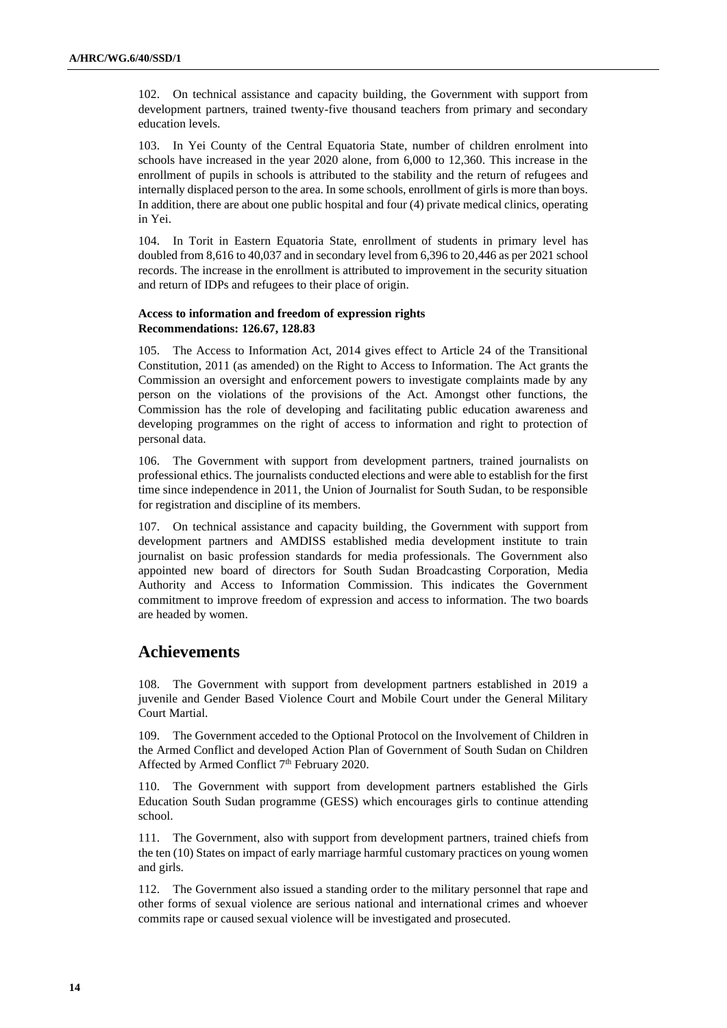102. On technical assistance and capacity building, the Government with support from development partners, trained twenty-five thousand teachers from primary and secondary education levels.

103. In Yei County of the Central Equatoria State, number of children enrolment into schools have increased in the year 2020 alone, from 6,000 to 12,360. This increase in the enrollment of pupils in schools is attributed to the stability and the return of refugees and internally displaced person to the area. In some schools, enrollment of girls is more than boys. In addition, there are about one public hospital and four (4) private medical clinics, operating in Yei.

104. In Torit in Eastern Equatoria State, enrollment of students in primary level has doubled from 8,616 to 40,037 and in secondary level from 6,396 to 20,446 as per 2021 school records. The increase in the enrollment is attributed to improvement in the security situation and return of IDPs and refugees to their place of origin.

**Access to information and freedom of expression rights**
**Recommendations: 126.67, 128.83**

105. The Access to Information Act, 2014 gives effect to Article 24 of the Transitional Constitution, 2011 (as amended) on the Right to Access to Information. The Act grants the Commission an oversight and enforcement powers to investigate complaints made by any person on the violations of the provisions of the Act. Amongst other functions, the Commission has the role of developing and facilitating public education awareness and developing programmes on the right of access to information and right to protection of personal data.

106. The Government with support from development partners, trained journalists on professional ethics. The journalists conducted elections and were able to establish for the first time since independence in 2011, the Union of Journalist for South Sudan, to be responsible for registration and discipline of its members.

107. On technical assistance and capacity building, the Government with support from development partners and AMDISS established media development institute to train journalist on basic profession standards for media professionals. The Government also appointed new board of directors for South Sudan Broadcasting Corporation, Media Authority and Access to Information Commission. This indicates the Government commitment to improve freedom of expression and access to information. The two boards are headed by women.

## Achievements

108. The Government with support from development partners established in 2019 a juvenile and Gender Based Violence Court and Mobile Court under the General Military Court Martial.

109. The Government acceded to the Optional Protocol on the Involvement of Children in the Armed Conflict and developed Action Plan of Government of South Sudan on Children Affected by Armed Conflict 7th February 2020.

110. The Government with support from development partners established the Girls Education South Sudan programme (GESS) which encourages girls to continue attending school.

111. The Government, also with support from development partners, trained chiefs from the ten (10) States on impact of early marriage harmful customary practices on young women and girls.

112. The Government also issued a standing order to the military personnel that rape and other forms of sexual violence are serious national and international crimes and whoever commits rape or caused sexual violence will be investigated and prosecuted.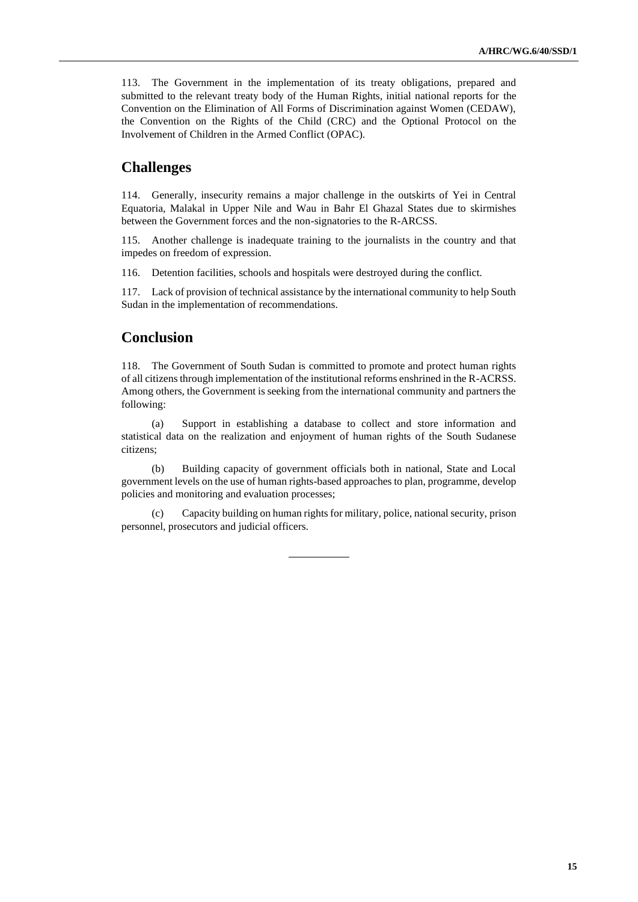113. The Government in the implementation of its treaty obligations, prepared and submitted to the relevant treaty body of the Human Rights, initial national reports for the Convention on the Elimination of All Forms of Discrimination against Women (CEDAW), the Convention on the Rights of the Child (CRC) and the Optional Protocol on the Involvement of Children in the Armed Conflict (OPAC).

## Challenges

114. Generally, insecurity remains a major challenge in the outskirts of Yei in Central Equatoria, Malakal in Upper Nile and Wau in Bahr El Ghazal States due to skirmishes between the Government forces and the non-signatories to the R-ARCSS.

115. Another challenge is inadequate training to the journalists in the country and that impedes on freedom of expression.

116. Detention facilities, schools and hospitals were destroyed during the conflict.

117. Lack of provision of technical assistance by the international community to help South Sudan in the implementation of recommendations.

## Conclusion

118. The Government of South Sudan is committed to promote and protect human rights of all citizens through implementation of the institutional reforms enshrined in the R-ACRSS. Among others, the Government is seeking from the international community and partners the following:

(a) Support in establishing a database to collect and store information and statistical data on the realization and enjoyment of human rights of the South Sudanese citizens;

(b) Building capacity of government officials both in national, State and Local government levels on the use of human rights-based approaches to plan, programme, develop policies and monitoring and evaluation processes;

(c) Capacity building on human rights for military, police, national security, prison personnel, prosecutors and judicial officers.